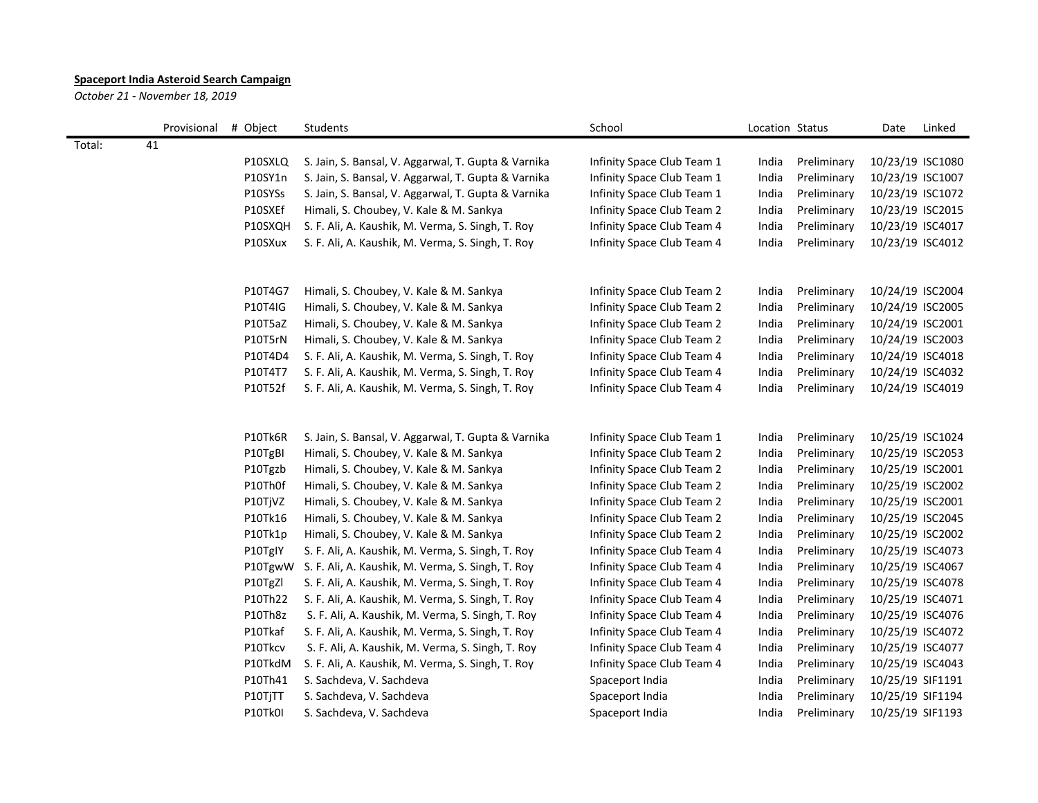**Spaceport India Asteroid Search Campaign**

*October 21 - November 18, 2019*

| | Provisional | # Object | Students | School | Location | Status | Date | Linked |
|---|---|---|---|---|---|---|---|---|
| Total: | 41 | | | | | | | |
| | | P10SXLQ | S. Jain, S. Bansal, V. Aggarwal, T. Gupta & Varnika | Infinity Space Club Team 1 | India | Preliminary | 10/23/19 | ISC1080 |
| | | P10SY1n | S. Jain, S. Bansal, V. Aggarwal, T. Gupta & Varnika | Infinity Space Club Team 1 | India | Preliminary | 10/23/19 | ISC1007 |
| | | P10SYSs | S. Jain, S. Bansal, V. Aggarwal, T. Gupta & Varnika | Infinity Space Club Team 1 | India | Preliminary | 10/23/19 | ISC1072 |
| | | P10SXEf | Himali, S. Choubey, V. Kale & M. Sankya | Infinity Space Club Team 2 | India | Preliminary | 10/23/19 | ISC2015 |
| | | P10SXQH | S. F. Ali, A. Kaushik, M. Verma, S. Singh, T. Roy | Infinity Space Club Team 4 | India | Preliminary | 10/23/19 | ISC4017 |
| | | P10SXux | S. F. Ali, A. Kaushik, M. Verma, S. Singh, T. Roy | Infinity Space Club Team 4 | India | Preliminary | 10/23/19 | ISC4012 |
| | | | | | | | | |
| | | P10T4G7 | Himali, S. Choubey, V. Kale & M. Sankya | Infinity Space Club Team 2 | India | Preliminary | 10/24/19 | ISC2004 |
| | | P10T4IG | Himali, S. Choubey, V. Kale & M. Sankya | Infinity Space Club Team 2 | India | Preliminary | 10/24/19 | ISC2005 |
| | | P10T5aZ | Himali, S. Choubey, V. Kale & M. Sankya | Infinity Space Club Team 2 | India | Preliminary | 10/24/19 | ISC2001 |
| | | P10T5rN | Himali, S. Choubey, V. Kale & M. Sankya | Infinity Space Club Team 2 | India | Preliminary | 10/24/19 | ISC2003 |
| | | P10T4D4 | S. F. Ali, A. Kaushik, M. Verma, S. Singh, T. Roy | Infinity Space Club Team 4 | India | Preliminary | 10/24/19 | ISC4018 |
| | | P10T4T7 | S. F. Ali, A. Kaushik, M. Verma, S. Singh, T. Roy | Infinity Space Club Team 4 | India | Preliminary | 10/24/19 | ISC4032 |
| | | P10T52f | S. F. Ali, A. Kaushik, M. Verma, S. Singh, T. Roy | Infinity Space Club Team 4 | India | Preliminary | 10/24/19 | ISC4019 |
| | | | | | | | | |
| | | P10Tk6R | S. Jain, S. Bansal, V. Aggarwal, T. Gupta & Varnika | Infinity Space Club Team 1 | India | Preliminary | 10/25/19 | ISC1024 |
| | | P10TgBI | Himali, S. Choubey, V. Kale & M. Sankya | Infinity Space Club Team 2 | India | Preliminary | 10/25/19 | ISC2053 |
| | | P10Tgzb | Himali, S. Choubey, V. Kale & M. Sankya | Infinity Space Club Team 2 | India | Preliminary | 10/25/19 | ISC2001 |
| | | P10Th0f | Himali, S. Choubey, V. Kale & M. Sankya | Infinity Space Club Team 2 | India | Preliminary | 10/25/19 | ISC2002 |
| | | P10TjVZ | Himali, S. Choubey, V. Kale & M. Sankya | Infinity Space Club Team 2 | India | Preliminary | 10/25/19 | ISC2001 |
| | | P10Tk16 | Himali, S. Choubey, V. Kale & M. Sankya | Infinity Space Club Team 2 | India | Preliminary | 10/25/19 | ISC2045 |
| | | P10Tk1p | Himali, S. Choubey, V. Kale & M. Sankya | Infinity Space Club Team 2 | India | Preliminary | 10/25/19 | ISC2002 |
| | | P10TgIY | S. F. Ali, A. Kaushik, M. Verma, S. Singh, T. Roy | Infinity Space Club Team 4 | India | Preliminary | 10/25/19 | ISC4073 |
| | | P10TgwW | S. F. Ali, A. Kaushik, M. Verma, S. Singh, T. Roy | Infinity Space Club Team 4 | India | Preliminary | 10/25/19 | ISC4067 |
| | | P10TgZl | S. F. Ali, A. Kaushik, M. Verma, S. Singh, T. Roy | Infinity Space Club Team 4 | India | Preliminary | 10/25/19 | ISC4078 |
| | | P10Th22 | S. F. Ali, A. Kaushik, M. Verma, S. Singh, T. Roy | Infinity Space Club Team 4 | India | Preliminary | 10/25/19 | ISC4071 |
| | | P10Th8z | S. F. Ali, A. Kaushik, M. Verma, S. Singh, T. Roy | Infinity Space Club Team 4 | India | Preliminary | 10/25/19 | ISC4076 |
| | | P10Tkaf | S. F. Ali, A. Kaushik, M. Verma, S. Singh, T. Roy | Infinity Space Club Team 4 | India | Preliminary | 10/25/19 | ISC4072 |
| | | P10Tkcv | S. F. Ali, A. Kaushik, M. Verma, S. Singh, T. Roy | Infinity Space Club Team 4 | India | Preliminary | 10/25/19 | ISC4077 |
| | | P10TkdM | S. F. Ali, A. Kaushik, M. Verma, S. Singh, T. Roy | Infinity Space Club Team 4 | India | Preliminary | 10/25/19 | ISC4043 |
| | | P10Th41 | S. Sachdeva, V. Sachdeva | Spaceport India | India | Preliminary | 10/25/19 | SIF1191 |
| | | P10TjTT | S. Sachdeva, V. Sachdeva | Spaceport India | India | Preliminary | 10/25/19 | SIF1194 |
| | | P10Tk0I | S. Sachdeva, V. Sachdeva | Spaceport India | India | Preliminary | 10/25/19 | SIF1193 |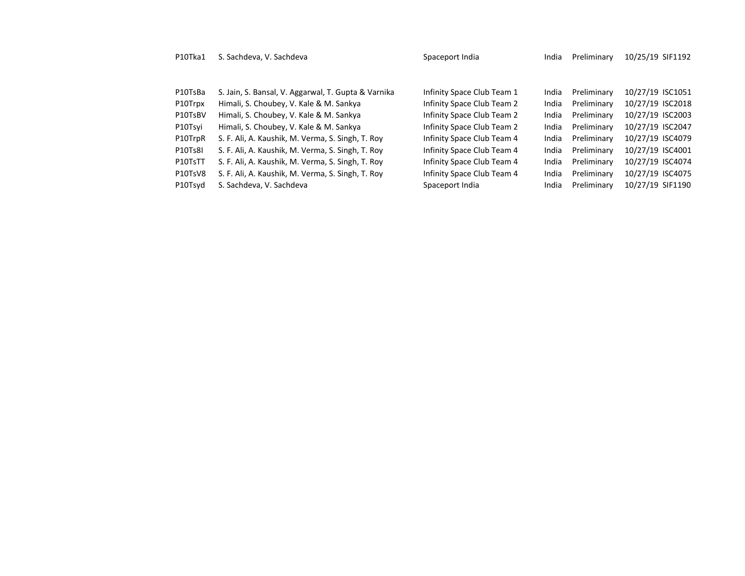| | | | | | | |
|---|---|---|---|---|---|---|
| P10Tka1 | S. Sachdeva, V. Sachdeva | Spaceport India | India | Preliminary | 10/25/19 | SIF1192 |
| P10TsBa | S. Jain, S. Bansal, V. Aggarwal, T. Gupta & Varnika | Infinity Space Club Team 1 | India | Preliminary | 10/27/19 | ISC1051 |
| P10Trpx | Himali, S. Choubey, V. Kale & M. Sankya | Infinity Space Club Team 2 | India | Preliminary | 10/27/19 | ISC2018 |
| P10TsBV | Himali, S. Choubey, V. Kale & M. Sankya | Infinity Space Club Team 2 | India | Preliminary | 10/27/19 | ISC2003 |
| P10Tsyi | Himali, S. Choubey, V. Kale & M. Sankya | Infinity Space Club Team 2 | India | Preliminary | 10/27/19 | ISC2047 |
| P10TrpR | S. F. Ali, A. Kaushik, M. Verma, S. Singh, T. Roy | Infinity Space Club Team 4 | India | Preliminary | 10/27/19 | ISC4079 |
| P10Ts8I | S. F. Ali, A. Kaushik, M. Verma, S. Singh, T. Roy | Infinity Space Club Team 4 | India | Preliminary | 10/27/19 | ISC4001 |
| P10TsTT | S. F. Ali, A. Kaushik, M. Verma, S. Singh, T. Roy | Infinity Space Club Team 4 | India | Preliminary | 10/27/19 | ISC4074 |
| P10TsV8 | S. F. Ali, A. Kaushik, M. Verma, S. Singh, T. Roy | Infinity Space Club Team 4 | India | Preliminary | 10/27/19 | ISC4075 |
| P10Tsyd | S. Sachdeva, V. Sachdeva | Spaceport India | India | Preliminary | 10/27/19 | SIF1190 |